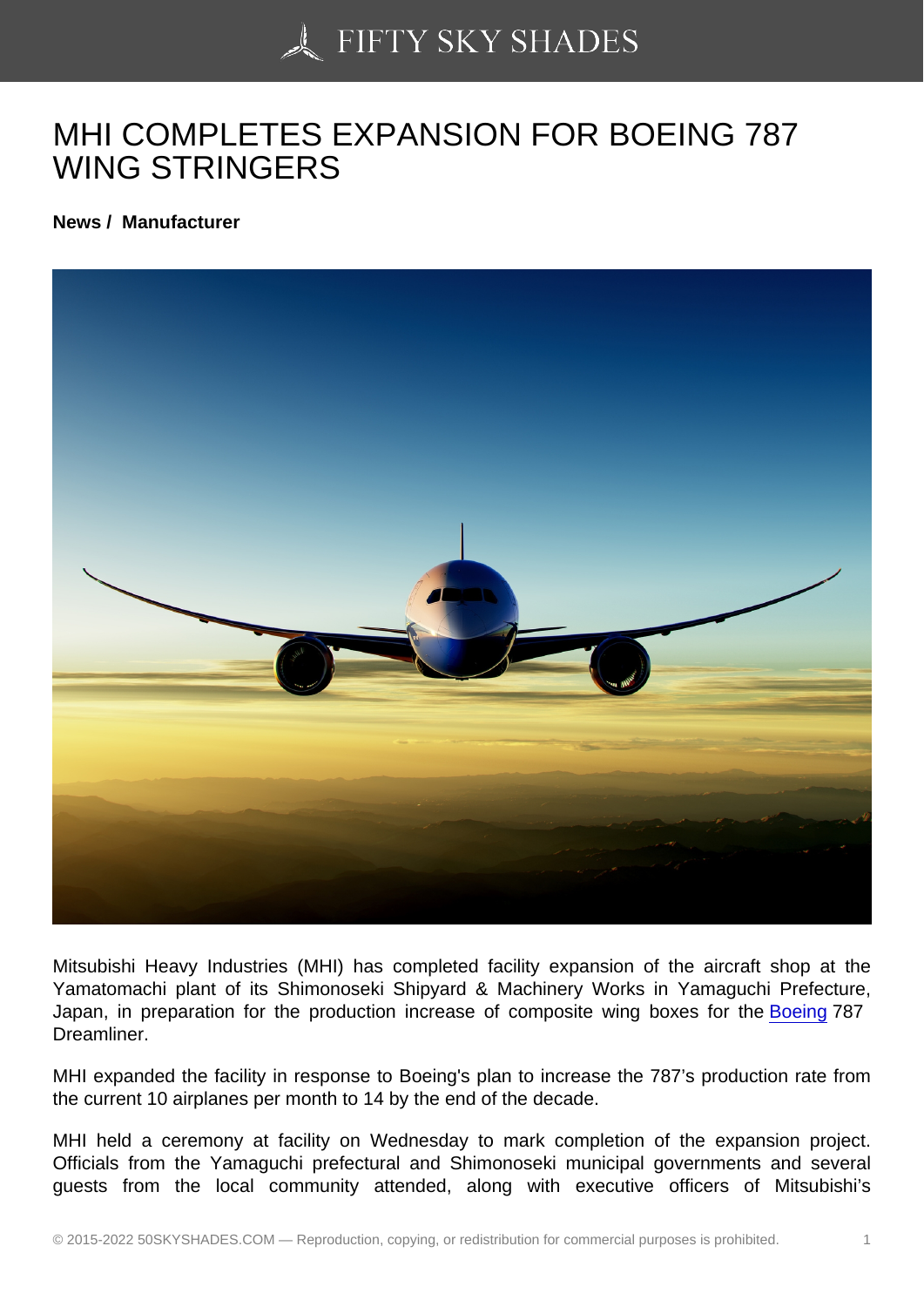# MHI COMPLETES EXPANSION FOR BOEING 787 WING STRINGERS

**News / Manufacturer**

Mitsubishi Heavy Industries (MHI) has completed facility expansion of the aircraft shop at the Yamatomachi plant of its Shimonoseki Shipyard & Machinery Works in Yamaguchi Prefecture, Japan, in preparation for the production increase of composite wing boxes for the Boeing 787 Dreamliner.

MHI expanded the facility in response to Boeing's plan to increase the 787's production rate from the current 10 airplanes per month to 14 by the end of the decade.

MHI held a ceremony at facility on Wednesday to mark completion of the expansion project. Officials from the Yamaguchi prefectural and Shimonoseki municipal governments and several guests from the local community attended, along with executive officers of Mitsubishi's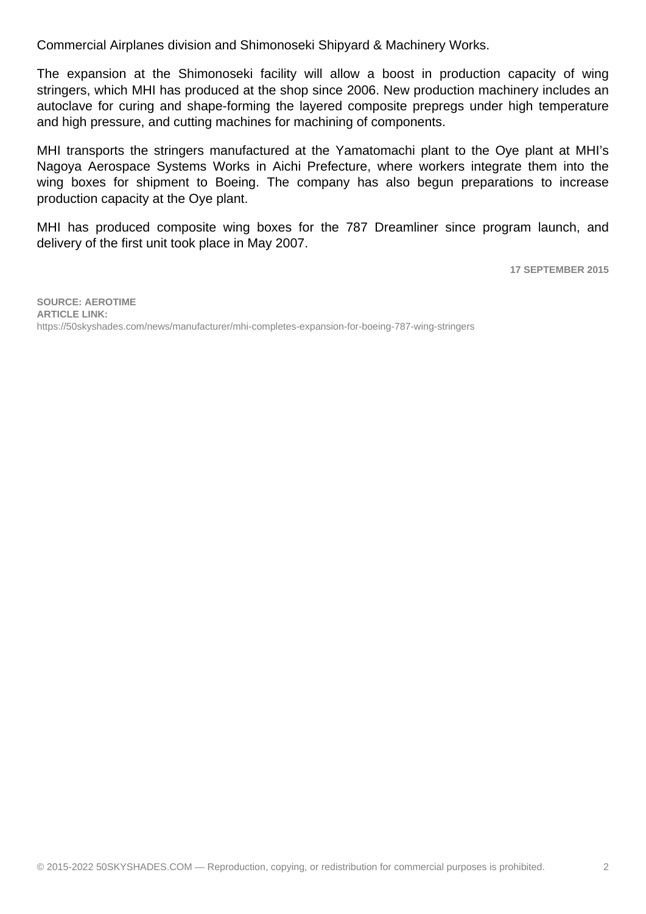Commercial Airplanes division and Shimonoseki Shipyard & Machinery Works.

The expansion at the Shimonoseki facility will allow a boost in production capacity of wing stringers, which MHI has produced at the shop since 2006. New production machinery includes an autoclave for curing and shape-forming the layered composite prepregs under high temperature and high pressure, and cutting machines for machining of components.

MHI transports the stringers manufactured at the Yamatomachi plant to the Oye plant at MHI's Nagoya Aerospace Systems Works in Aichi Prefecture, where workers integrate them into the wing boxes for shipment to Boeing. The company has also begun preparations to increase production capacity at the Oye plant.

MHI has produced composite wing boxes for the 787 Dreamliner since program launch, and delivery of the first unit took place in May 2007.

**17 SEPTEMBER 2015**

**SOURCE: AEROTIME**
**ARTICLE LINK:**
https://50skyshades.com/news/manufacturer/mhi-completes-expansion-for-boeing-787-wing-stringers

© 2015-2022 50SKYSHADES.COM — Reproduction, copying, or redistribution for commercial purposes is prohibited.